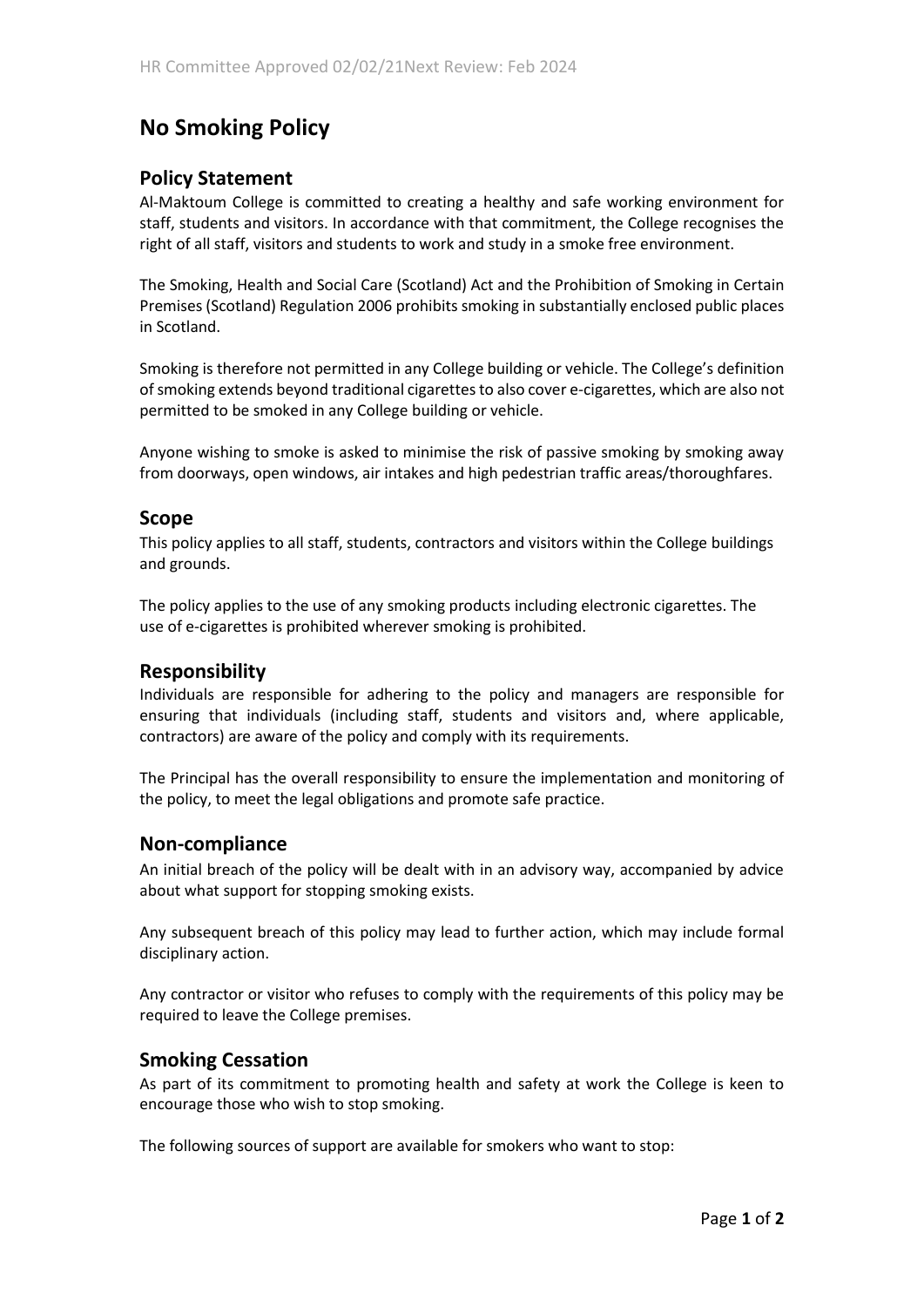# No Smoking Policy

## Policy Statement

Al-Maktoum College is committed to creating a healthy and safe working environment for staff, students and visitors. In accordance with that commitment, the College recognises the right of all staff, visitors and students to work and study in a smoke free environment.

The Smoking, Health and Social Care (Scotland) Act and the Prohibition of Smoking in Certain Premises (Scotland) Regulation 2006 prohibits smoking in substantially enclosed public places in Scotland.

Smoking is therefore not permitted in any College building or vehicle. The College's definition of smoking extends beyond traditional cigarettes to also cover e-cigarettes, which are also not permitted to be smoked in any College building or vehicle.

Anyone wishing to smoke is asked to minimise the risk of passive smoking by smoking away from doorways, open windows, air intakes and high pedestrian traffic areas/thoroughfares.

## Scope

This policy applies to all staff, students, contractors and visitors within the College buildings and grounds.

The policy applies to the use of any smoking products including electronic cigarettes. The use of e-cigarettes is prohibited wherever smoking is prohibited.

## Responsibility

Individuals are responsible for adhering to the policy and managers are responsible for ensuring that individuals (including staff, students and visitors and, where applicable, contractors) are aware of the policy and comply with its requirements.

The Principal has the overall responsibility to ensure the implementation and monitoring of the policy, to meet the legal obligations and promote safe practice.

## Non-compliance

An initial breach of the policy will be dealt with in an advisory way, accompanied by advice about what support for stopping smoking exists.

Any subsequent breach of this policy may lead to further action, which may include formal disciplinary action.

Any contractor or visitor who refuses to comply with the requirements of this policy may be required to leave the College premises.

## Smoking Cessation

As part of its commitment to promoting health and safety at work the College is keen to encourage those who wish to stop smoking.

The following sources of support are available for smokers who want to stop: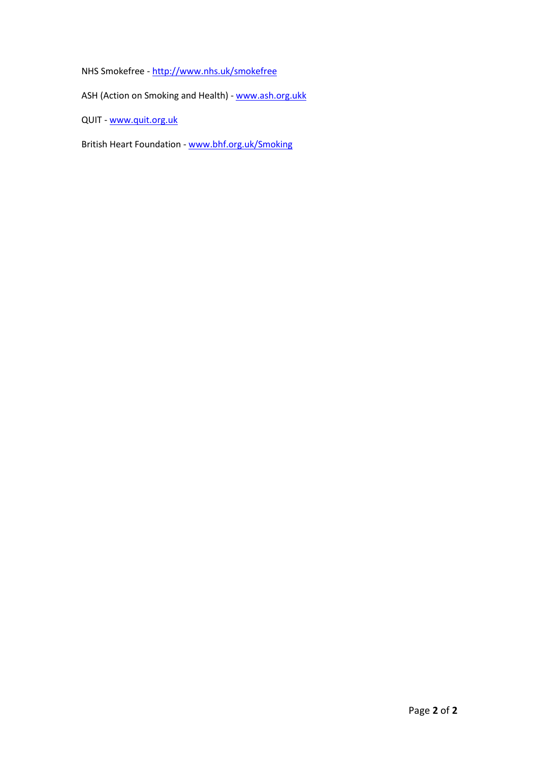NHS Smokefree - http://www.nhs.uk/smokefree

ASH (Action on Smoking and Health) - www.ash.org.ukk

QUIT - www.quit.org.uk

British Heart Foundation - www.bhf.org.uk/Smoking